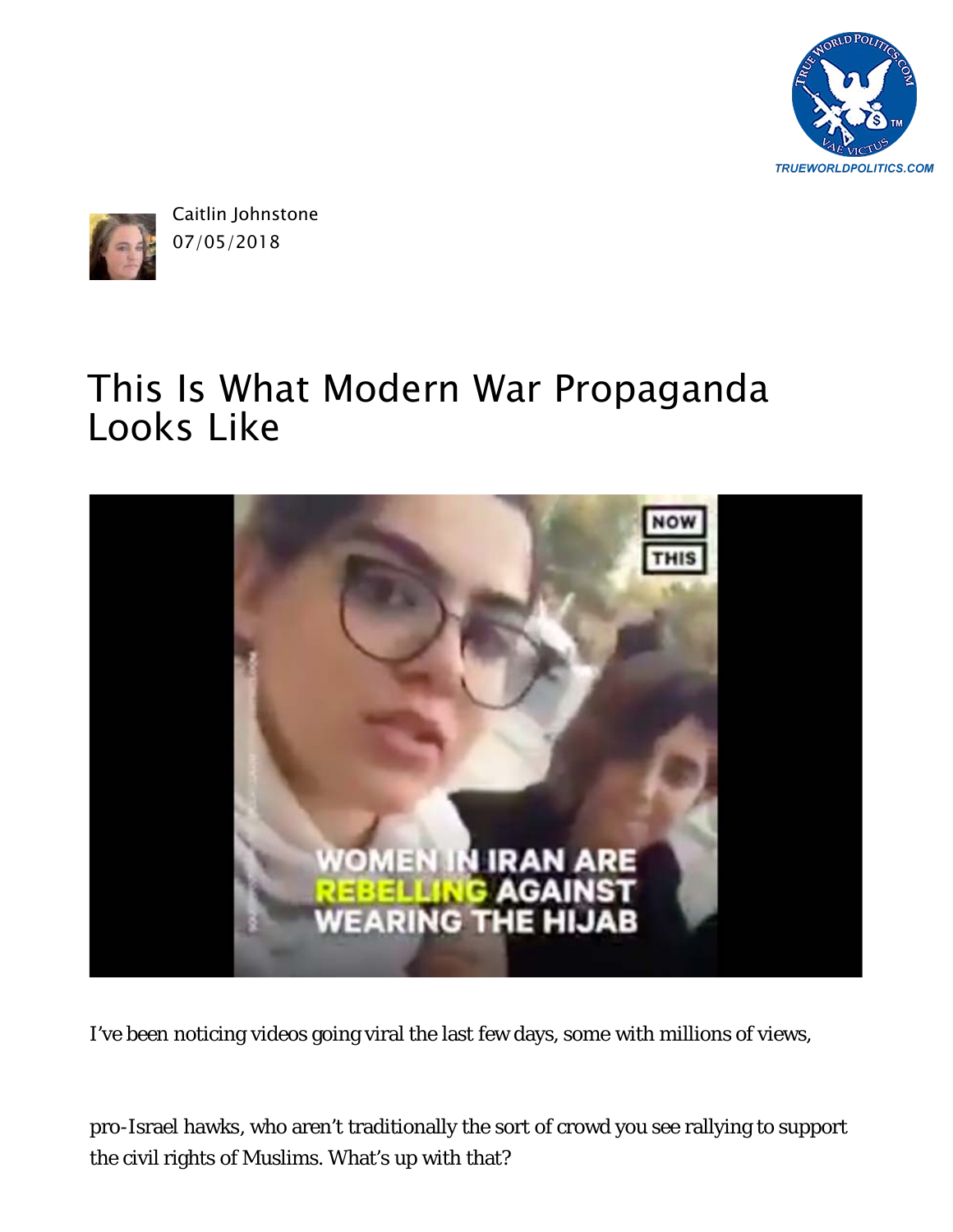Caitlin Johnstone
07/05/2018

# This Is What Modern War Propaganda Looks Like

I've been noticing videos going viral the last few days, some with millions of views,

pro-Israel hawks, who aren't traditionally the sort of crowd you see rallying to support the civil rights of Muslims. What's up with that?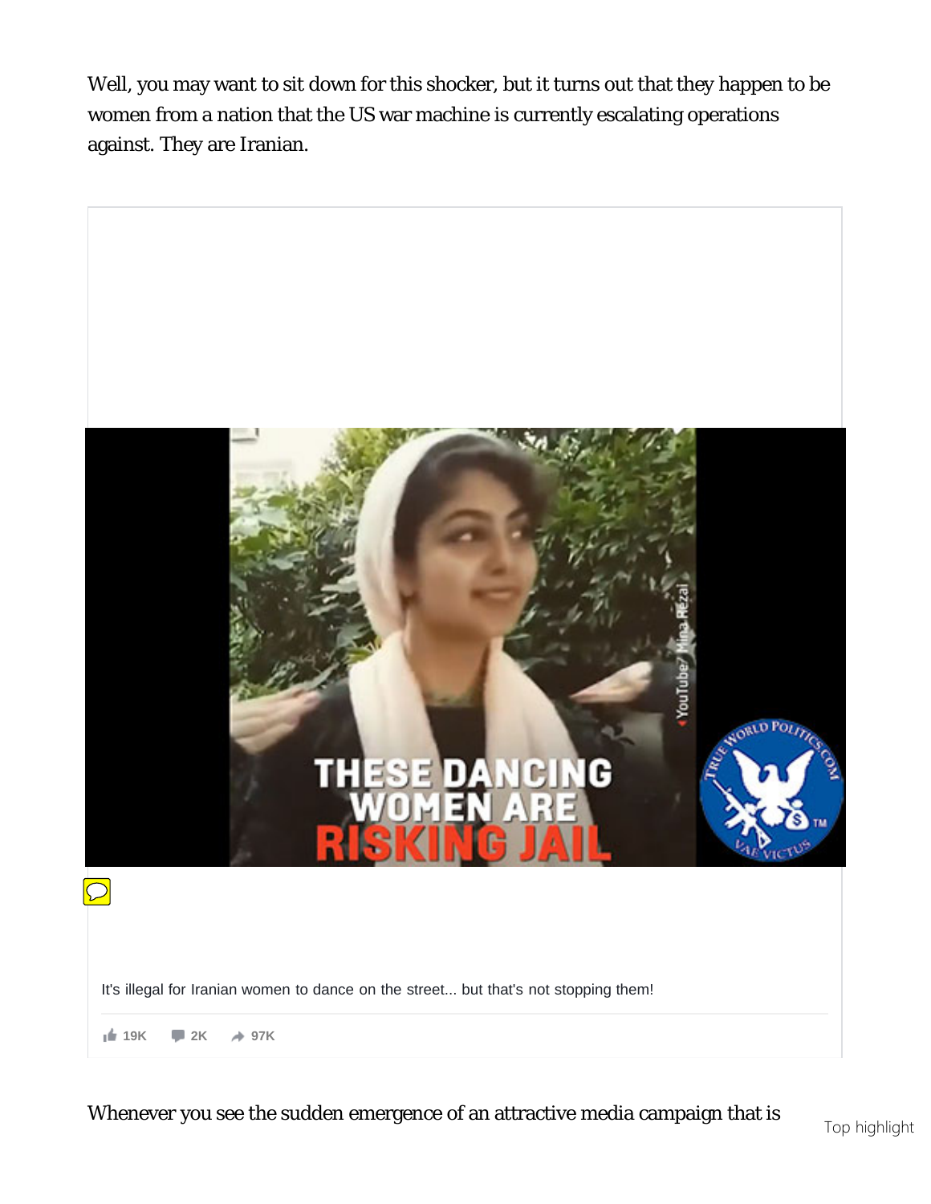Well, you may want to sit down for this shocker, but it turns out that they happen to be women from a nation that the US war machine is currently escalating operations against. They are Iranian.

It's illegal for Iranian women to dance on the street... but that's not stopping them!

19K 2K 97K

Whenever you see the sudden emergence of an attractive media campaign that is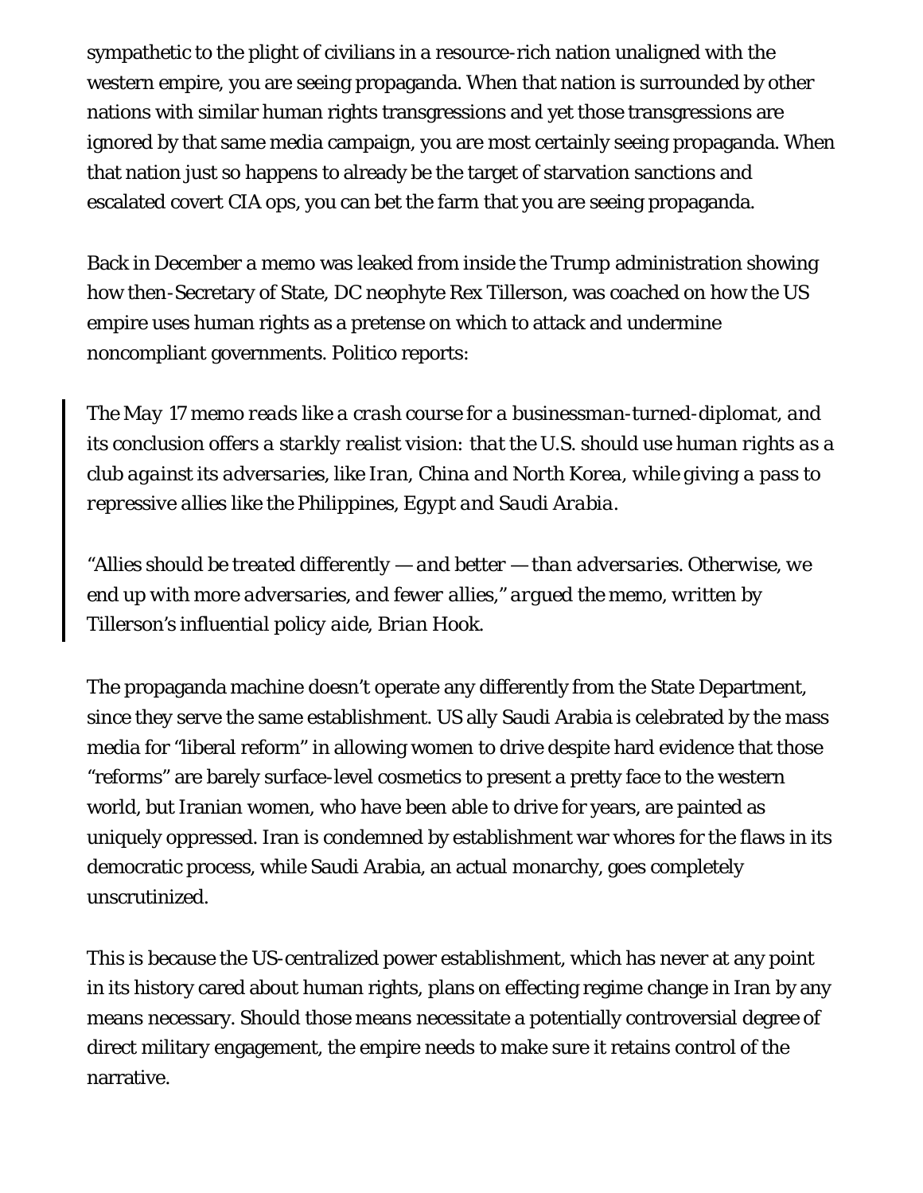sympathetic to the plight of civilians in a resource-rich nation unaligned with the western empire, you are seeing propaganda. When that nation is surrounded by other nations with similar human rights transgressions and yet those transgressions are ignored by that same media campaign, you are most certainly seeing propaganda. When that nation just so happens to already be the target of starvation sanctions and escalated covert CIA ops, you can bet the farm that you are seeing propaganda.

Back in December a memo was leaked from inside the Trump administration showing how then-Secretary of State, DC neophyte Rex Tillerson, was coached on how the US empire uses human rights as a pretense on which to attack and undermine noncompliant governments. Politico reports:

> *The May 17 memo reads like a crash course for a businessman-turned-diplomat, and its conclusion offers a starkly realist vision: that the U.S. should use human rights as a club against its adversaries, like Iran, China and North Korea, while giving a pass to repressive allies like the Philippines, Egypt and Saudi Arabia.*
>
> *"Allies should be treated differently — and better — than adversaries. Otherwise, we end up with more adversaries, and fewer allies," argued the memo, written by Tillerson's influential policy aide, Brian Hook.*

The propaganda machine doesn't operate any differently from the State Department, since they serve the same establishment. US ally Saudi Arabia is celebrated by the mass media for "liberal reform" in allowing women to drive despite hard evidence that those "reforms" are barely surface-level cosmetics to present a pretty face to the western world, but Iranian women, who have been able to drive for years, are painted as uniquely oppressed. Iran is condemned by establishment war whores for the flaws in its democratic process, while Saudi Arabia, an actual monarchy, goes completely unscrutinized.

This is because the US-centralized power establishment, which has never at any point in its history cared about human rights, plans on effecting regime change in Iran by any means necessary. Should those means necessitate a potentially controversial degree of direct military engagement, the empire needs to make sure it retains control of the narrative.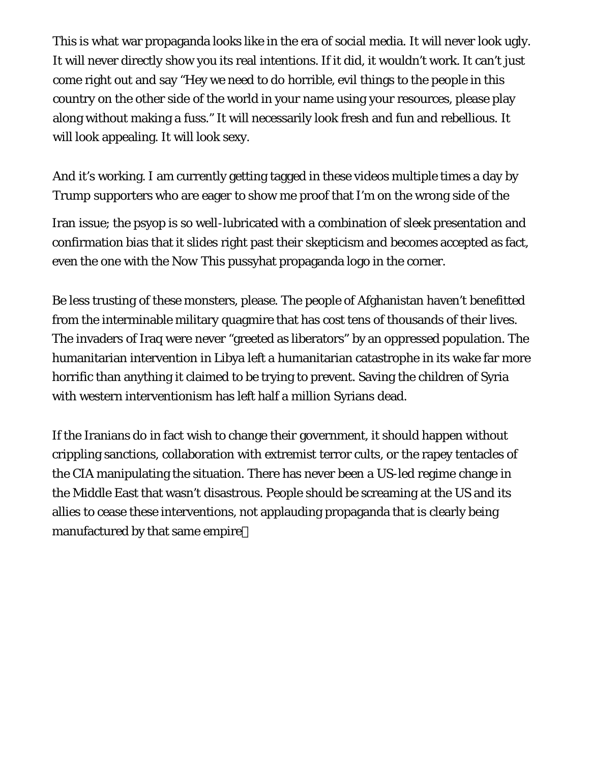This is what war propaganda looks like in the era of social media. It will never look ugly. It will never directly show you its real intentions. If it did, it wouldn't work. It can't just come right out and say "Hey we need to do horrible, evil things to the people in this country on the other side of the world in your name using your resources, please play along without making a fuss." It will necessarily look fresh and fun and rebellious. It will look appealing. It will look sexy.

And it's working. I am currently getting tagged in these videos multiple times a day by Trump supporters who are eager to show me proof that I'm on the wrong side of the Iran issue; the psyop is so well-lubricated with a combination of sleek presentation and confirmation bias that it slides right past their skepticism and becomes accepted as fact, even the one with the Now This pussyhat propaganda logo in the corner.

Be less trusting of these monsters, please. The people of Afghanistan haven't benefitted from the interminable military quagmire that has cost tens of thousands of their lives. The invaders of Iraq were never "greeted as liberators" by an oppressed population. The humanitarian intervention in Libya left a humanitarian catastrophe in its wake far more horrific than anything it claimed to be trying to prevent. Saving the children of Syria with western interventionism has left half a million Syrians dead.

If the Iranians do in fact wish to change their government, it should happen without crippling sanctions, collaboration with extremist terror cults, or the rapey tentacles of the CIA manipulating the situation. There has never been a US-led regime change in the Middle East that wasn't disastrous. People should be screaming at the US and its allies to cease these interventions, not applauding propaganda that is clearly being manufactured by that same empire